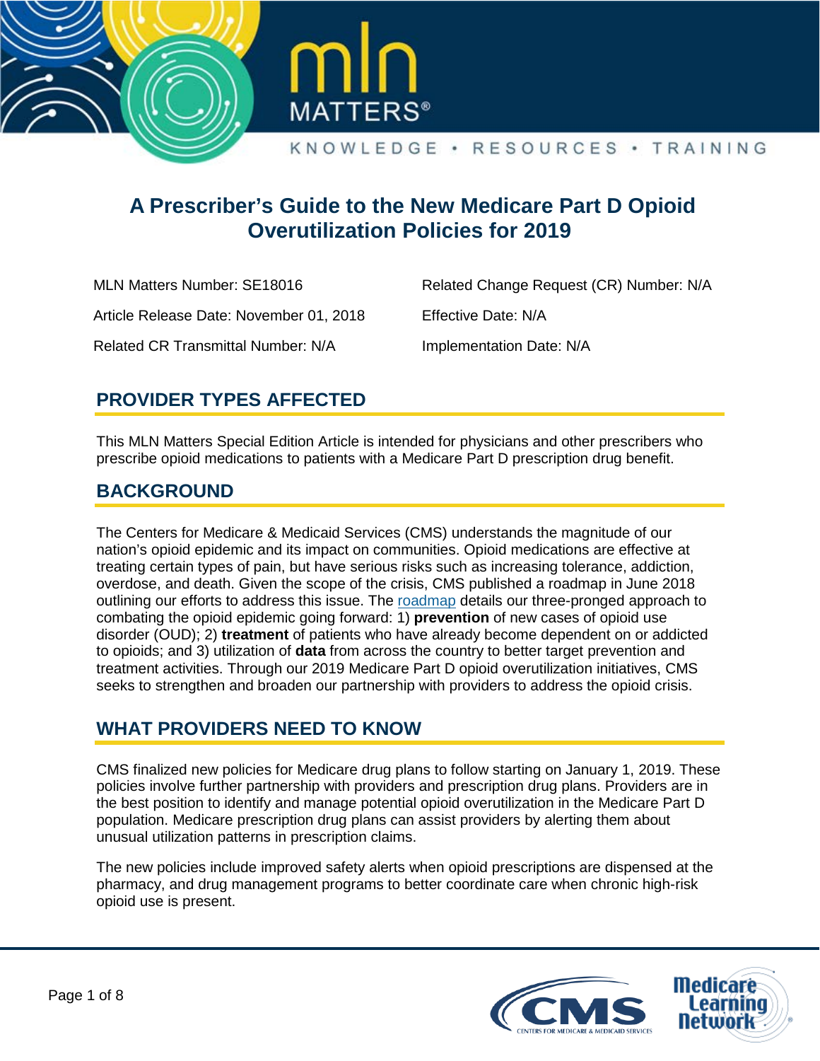# A Prescriber's Guide to the New Medicare Part D Opioid Overutilization Policies for 2019

| | |
|---|---|
| MLN Matters Number: SE18016 | Related Change Request (CR) Number: N/A |
| Article Release Date: November 01, 2018 | Effective Date: N/A |
| Related CR Transmittal Number: N/A | Implementation Date: N/A |

## PROVIDER TYPES AFFECTED

This MLN Matters Special Edition Article is intended for physicians and other prescribers who prescribe opioid medications to patients with a Medicare Part D prescription drug benefit.

## BACKGROUND

The Centers for Medicare & Medicaid Services (CMS) understands the magnitude of our nation's opioid epidemic and its impact on communities. Opioid medications are effective at treating certain types of pain, but have serious risks such as increasing tolerance, addiction, overdose, and death. Given the scope of the crisis, CMS published a roadmap in June 2018 outlining our efforts to address this issue. The roadmap details our three-pronged approach to combating the opioid epidemic going forward: 1) **prevention** of new cases of opioid use disorder (OUD); 2) **treatment** of patients who have already become dependent on or addicted to opioids; and 3) utilization of **data** from across the country to better target prevention and treatment activities. Through our 2019 Medicare Part D opioid overutilization initiatives, CMS seeks to strengthen and broaden our partnership with providers to address the opioid crisis.

## WHAT PROVIDERS NEED TO KNOW

CMS finalized new policies for Medicare drug plans to follow starting on January 1, 2019. These policies involve further partnership with providers and prescription drug plans. Providers are in the best position to identify and manage potential opioid overutilization in the Medicare Part D population. Medicare prescription drug plans can assist providers by alerting them about unusual utilization patterns in prescription claims.

The new policies include improved safety alerts when opioid prescriptions are dispensed at the pharmacy, and drug management programs to better coordinate care when chronic high-risk opioid use is present.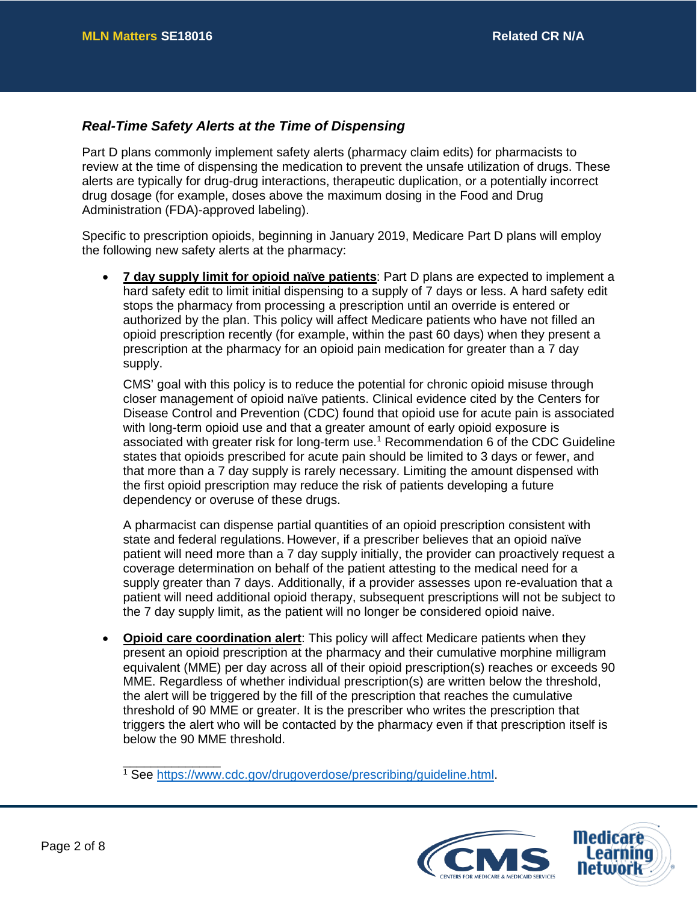### *Real-Time Safety Alerts at the Time of Dispensing*

Part D plans commonly implement safety alerts (pharmacy claim edits) for pharmacists to review at the time of dispensing the medication to prevent the unsafe utilization of drugs. These alerts are typically for drug-drug interactions, therapeutic duplication, or a potentially incorrect drug dosage (for example, doses above the maximum dosing in the Food and Drug Administration (FDA)-approved labeling).

Specific to prescription opioids, beginning in January 2019, Medicare Part D plans will employ the following new safety alerts at the pharmacy:

- **7 day supply limit for opioid naïve patients**: Part D plans are expected to implement a hard safety edit to limit initial dispensing to a supply of 7 days or less. A hard safety edit stops the pharmacy from processing a prescription until an override is entered or authorized by the plan. This policy will affect Medicare patients who have not filled an opioid prescription recently (for example, within the past 60 days) when they present a prescription at the pharmacy for an opioid pain medication for greater than a 7 day supply.

  CMS' goal with this policy is to reduce the potential for chronic opioid misuse through closer management of opioid naïve patients. Clinical evidence cited by the Centers for Disease Control and Prevention (CDC) found that opioid use for acute pain is associated with long-term opioid use and that a greater amount of early opioid exposure is associated with greater risk for long-term use.[1] Recommendation 6 of the CDC Guideline states that opioids prescribed for acute pain should be limited to 3 days or fewer, and that more than a 7 day supply is rarely necessary. Limiting the amount dispensed with the first opioid prescription may reduce the risk of patients developing a future dependency or overuse of these drugs.

  A pharmacist can dispense partial quantities of an opioid prescription consistent with state and federal regulations. However, if a prescriber believes that an opioid naïve patient will need more than a 7 day supply initially, the provider can proactively request a coverage determination on behalf of the patient attesting to the medical need for a supply greater than 7 days. Additionally, if a provider assesses upon re-evaluation that a patient will need additional opioid therapy, subsequent prescriptions will not be subject to the 7 day supply limit, as the patient will no longer be considered opioid naive.

- **Opioid care coordination alert**: This policy will affect Medicare patients when they present an opioid prescription at the pharmacy and their cumulative morphine milligram equivalent (MME) per day across all of their opioid prescription(s) reaches or exceeds 90 MME. Regardless of whether individual prescription(s) are written below the threshold, the alert will be triggered by the fill of the prescription that reaches the cumulative threshold of 90 MME or greater. It is the prescriber who writes the prescription that triggers the alert who will be contacted by the pharmacy even if that prescription itself is below the 90 MME threshold.

---

[1] See https://www.cdc.gov/drugoverdose/prescribing/guideline.html.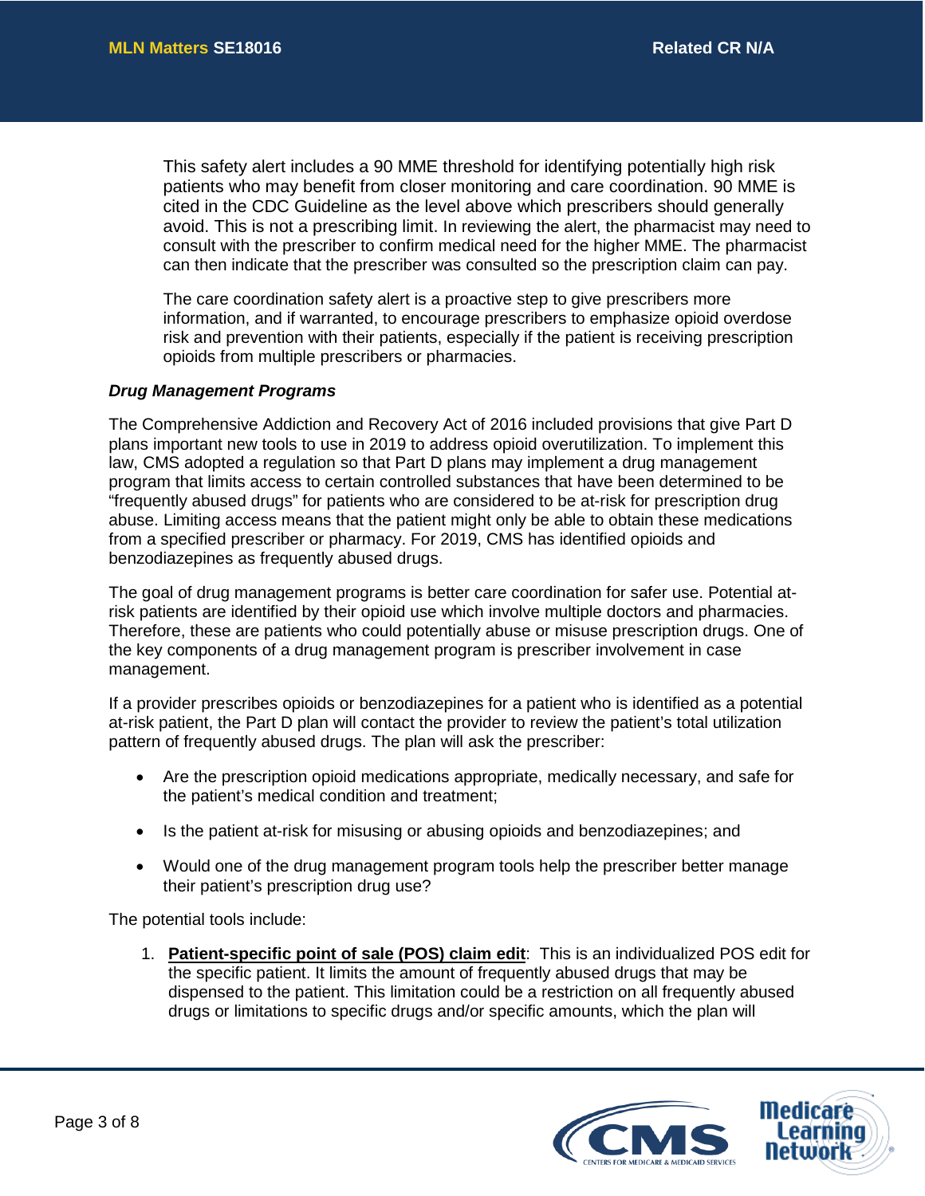This safety alert includes a 90 MME threshold for identifying potentially high risk patients who may benefit from closer monitoring and care coordination. 90 MME is cited in the CDC Guideline as the level above which prescribers should generally avoid. This is not a prescribing limit. In reviewing the alert, the pharmacist may need to consult with the prescriber to confirm medical need for the higher MME. The pharmacist can then indicate that the prescriber was consulted so the prescription claim can pay.

The care coordination safety alert is a proactive step to give prescribers more information, and if warranted, to encourage prescribers to emphasize opioid overdose risk and prevention with their patients, especially if the patient is receiving prescription opioids from multiple prescribers or pharmacies.

***Drug Management Programs***

The Comprehensive Addiction and Recovery Act of 2016 included provisions that give Part D plans important new tools to use in 2019 to address opioid overutilization. To implement this law, CMS adopted a regulation so that Part D plans may implement a drug management program that limits access to certain controlled substances that have been determined to be "frequently abused drugs" for patients who are considered to be at-risk for prescription drug abuse. Limiting access means that the patient might only be able to obtain these medications from a specified prescriber or pharmacy. For 2019, CMS has identified opioids and benzodiazepines as frequently abused drugs.

The goal of drug management programs is better care coordination for safer use. Potential at-risk patients are identified by their opioid use which involve multiple doctors and pharmacies. Therefore, these are patients who could potentially abuse or misuse prescription drugs. One of the key components of a drug management program is prescriber involvement in case management.

If a provider prescribes opioids or benzodiazepines for a patient who is identified as a potential at-risk patient, the Part D plan will contact the provider to review the patient's total utilization pattern of frequently abused drugs. The plan will ask the prescriber:

- Are the prescription opioid medications appropriate, medically necessary, and safe for the patient's medical condition and treatment;
- Is the patient at-risk for misusing or abusing opioids and benzodiazepines; and
- Would one of the drug management program tools help the prescriber better manage their patient's prescription drug use?

The potential tools include:

1. **Patient-specific point of sale (POS) claim edit**: This is an individualized POS edit for the specific patient. It limits the amount of frequently abused drugs that may be dispensed to the patient. This limitation could be a restriction on all frequently abused drugs or limitations to specific drugs and/or specific amounts, which the plan will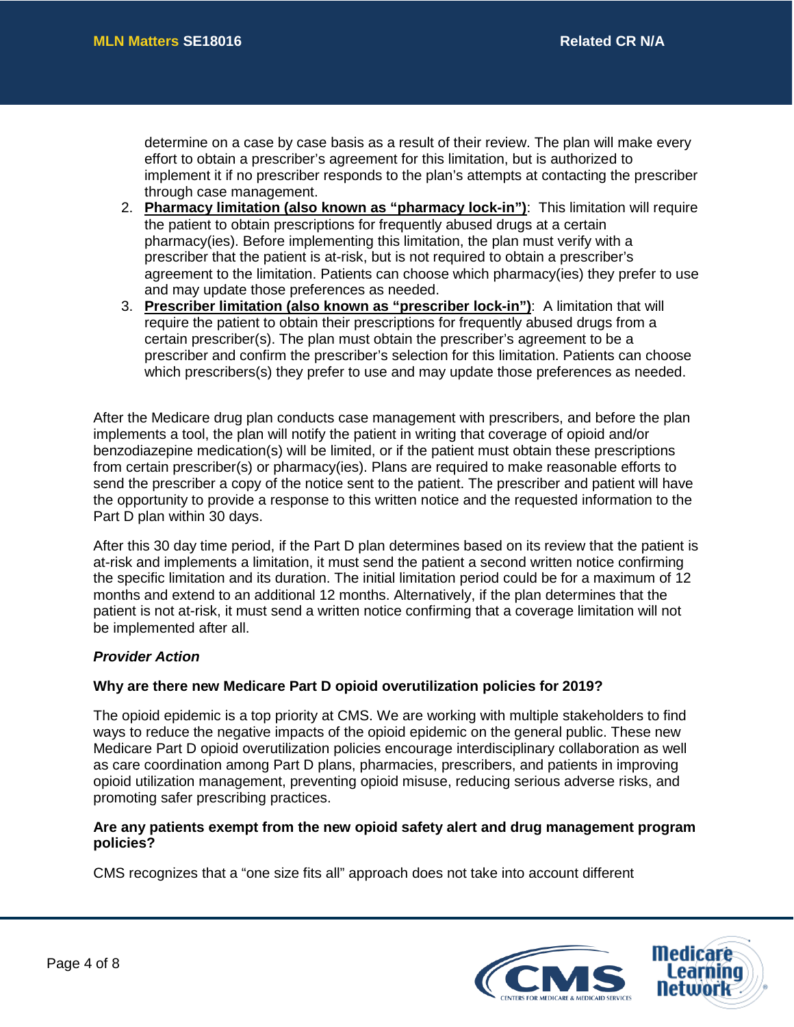determine on a case by case basis as a result of their review. The plan will make every effort to obtain a prescriber's agreement for this limitation, but is authorized to implement it if no prescriber responds to the plan's attempts at contacting the prescriber through case management.

2. **Pharmacy limitation (also known as "pharmacy lock-in")**: This limitation will require the patient to obtain prescriptions for frequently abused drugs at a certain pharmacy(ies). Before implementing this limitation, the plan must verify with a prescriber that the patient is at-risk, but is not required to obtain a prescriber's agreement to the limitation. Patients can choose which pharmacy(ies) they prefer to use and may update those preferences as needed.
3. **Prescriber limitation (also known as "prescriber lock-in")**: A limitation that will require the patient to obtain their prescriptions for frequently abused drugs from a certain prescriber(s). The plan must obtain the prescriber's agreement to be a prescriber and confirm the prescriber's selection for this limitation. Patients can choose which prescribers(s) they prefer to use and may update those preferences as needed.

After the Medicare drug plan conducts case management with prescribers, and before the plan implements a tool, the plan will notify the patient in writing that coverage of opioid and/or benzodiazepine medication(s) will be limited, or if the patient must obtain these prescriptions from certain prescriber(s) or pharmacy(ies). Plans are required to make reasonable efforts to send the prescriber a copy of the notice sent to the patient. The prescriber and patient will have the opportunity to provide a response to this written notice and the requested information to the Part D plan within 30 days.

After this 30 day time period, if the Part D plan determines based on its review that the patient is at-risk and implements a limitation, it must send the patient a second written notice confirming the specific limitation and its duration. The initial limitation period could be for a maximum of 12 months and extend to an additional 12 months. Alternatively, if the plan determines that the patient is not at-risk, it must send a written notice confirming that a coverage limitation will not be implemented after all.

***Provider Action***

**Why are there new Medicare Part D opioid overutilization policies for 2019?**

The opioid epidemic is a top priority at CMS. We are working with multiple stakeholders to find ways to reduce the negative impacts of the opioid epidemic on the general public. These new Medicare Part D opioid overutilization policies encourage interdisciplinary collaboration as well as care coordination among Part D plans, pharmacies, prescribers, and patients in improving opioid utilization management, preventing opioid misuse, reducing serious adverse risks, and promoting safer prescribing practices.

**Are any patients exempt from the new opioid safety alert and drug management program policies?**

CMS recognizes that a "one size fits all" approach does not take into account different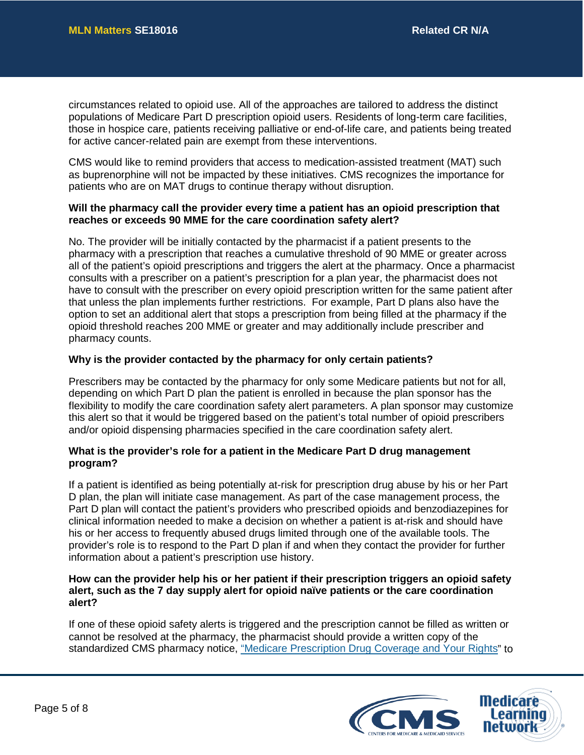circumstances related to opioid use. All of the approaches are tailored to address the distinct populations of Medicare Part D prescription opioid users. Residents of long-term care facilities, those in hospice care, patients receiving palliative or end-of-life care, and patients being treated for active cancer-related pain are exempt from these interventions.

CMS would like to remind providers that access to medication-assisted treatment (MAT) such as buprenorphine will not be impacted by these initiatives. CMS recognizes the importance for patients who are on MAT drugs to continue therapy without disruption.

**Will the pharmacy call the provider every time a patient has an opioid prescription that reaches or exceeds 90 MME for the care coordination safety alert?**

No. The provider will be initially contacted by the pharmacist if a patient presents to the pharmacy with a prescription that reaches a cumulative threshold of 90 MME or greater across all of the patient's opioid prescriptions and triggers the alert at the pharmacy. Once a pharmacist consults with a prescriber on a patient's prescription for a plan year, the pharmacist does not have to consult with the prescriber on every opioid prescription written for the same patient after that unless the plan implements further restrictions. For example, Part D plans also have the option to set an additional alert that stops a prescription from being filled at the pharmacy if the opioid threshold reaches 200 MME or greater and may additionally include prescriber and pharmacy counts.

**Why is the provider contacted by the pharmacy for only certain patients?**

Prescribers may be contacted by the pharmacy for only some Medicare patients but not for all, depending on which Part D plan the patient is enrolled in because the plan sponsor has the flexibility to modify the care coordination safety alert parameters. A plan sponsor may customize this alert so that it would be triggered based on the patient's total number of opioid prescribers and/or opioid dispensing pharmacies specified in the care coordination safety alert.

**What is the provider's role for a patient in the Medicare Part D drug management program?**

If a patient is identified as being potentially at-risk for prescription drug abuse by his or her Part D plan, the plan will initiate case management. As part of the case management process, the Part D plan will contact the patient's providers who prescribed opioids and benzodiazepines for clinical information needed to make a decision on whether a patient is at-risk and should have his or her access to frequently abused drugs limited through one of the available tools. The provider's role is to respond to the Part D plan if and when they contact the provider for further information about a patient's prescription use history.

**How can the provider help his or her patient if their prescription triggers an opioid safety alert, such as the 7 day supply alert for opioid naïve patients or the care coordination alert?**

If one of these opioid safety alerts is triggered and the prescription cannot be filled as written or cannot be resolved at the pharmacy, the pharmacist should provide a written copy of the standardized CMS pharmacy notice, "Medicare Prescription Drug Coverage and Your Rights" to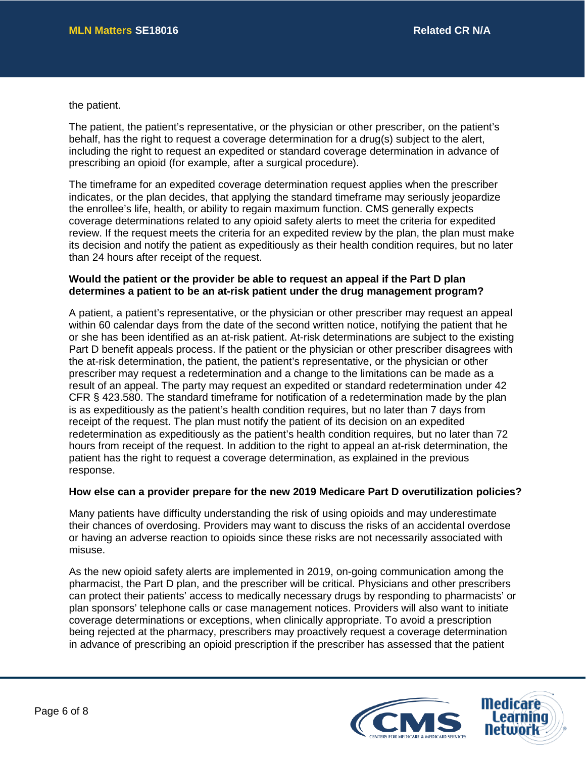the patient.

The patient, the patient's representative, or the physician or other prescriber, on the patient's behalf, has the right to request a coverage determination for a drug(s) subject to the alert, including the right to request an expedited or standard coverage determination in advance of prescribing an opioid (for example, after a surgical procedure).

The timeframe for an expedited coverage determination request applies when the prescriber indicates, or the plan decides, that applying the standard timeframe may seriously jeopardize the enrollee's life, health, or ability to regain maximum function. CMS generally expects coverage determinations related to any opioid safety alerts to meet the criteria for expedited review. If the request meets the criteria for an expedited review by the plan, the plan must make its decision and notify the patient as expeditiously as their health condition requires, but no later than 24 hours after receipt of the request.

**Would the patient or the provider be able to request an appeal if the Part D plan determines a patient to be an at-risk patient under the drug management program?**

A patient, a patient's representative, or the physician or other prescriber may request an appeal within 60 calendar days from the date of the second written notice, notifying the patient that he or she has been identified as an at-risk patient. At-risk determinations are subject to the existing Part D benefit appeals process. If the patient or the physician or other prescriber disagrees with the at-risk determination, the patient, the patient's representative, or the physician or other prescriber may request a redetermination and a change to the limitations can be made as a result of an appeal. The party may request an expedited or standard redetermination under 42 CFR § 423.580. The standard timeframe for notification of a redetermination made by the plan is as expeditiously as the patient's health condition requires, but no later than 7 days from receipt of the request. The plan must notify the patient of its decision on an expedited redetermination as expeditiously as the patient's health condition requires, but no later than 72 hours from receipt of the request. In addition to the right to appeal an at-risk determination, the patient has the right to request a coverage determination, as explained in the previous response.

**How else can a provider prepare for the new 2019 Medicare Part D overutilization policies?**

Many patients have difficulty understanding the risk of using opioids and may underestimate their chances of overdosing. Providers may want to discuss the risks of an accidental overdose or having an adverse reaction to opioids since these risks are not necessarily associated with misuse.

As the new opioid safety alerts are implemented in 2019, on-going communication among the pharmacist, the Part D plan, and the prescriber will be critical. Physicians and other prescribers can protect their patients' access to medically necessary drugs by responding to pharmacists' or plan sponsors' telephone calls or case management notices. Providers will also want to initiate coverage determinations or exceptions, when clinically appropriate. To avoid a prescription being rejected at the pharmacy, prescribers may proactively request a coverage determination in advance of prescribing an opioid prescription if the prescriber has assessed that the patient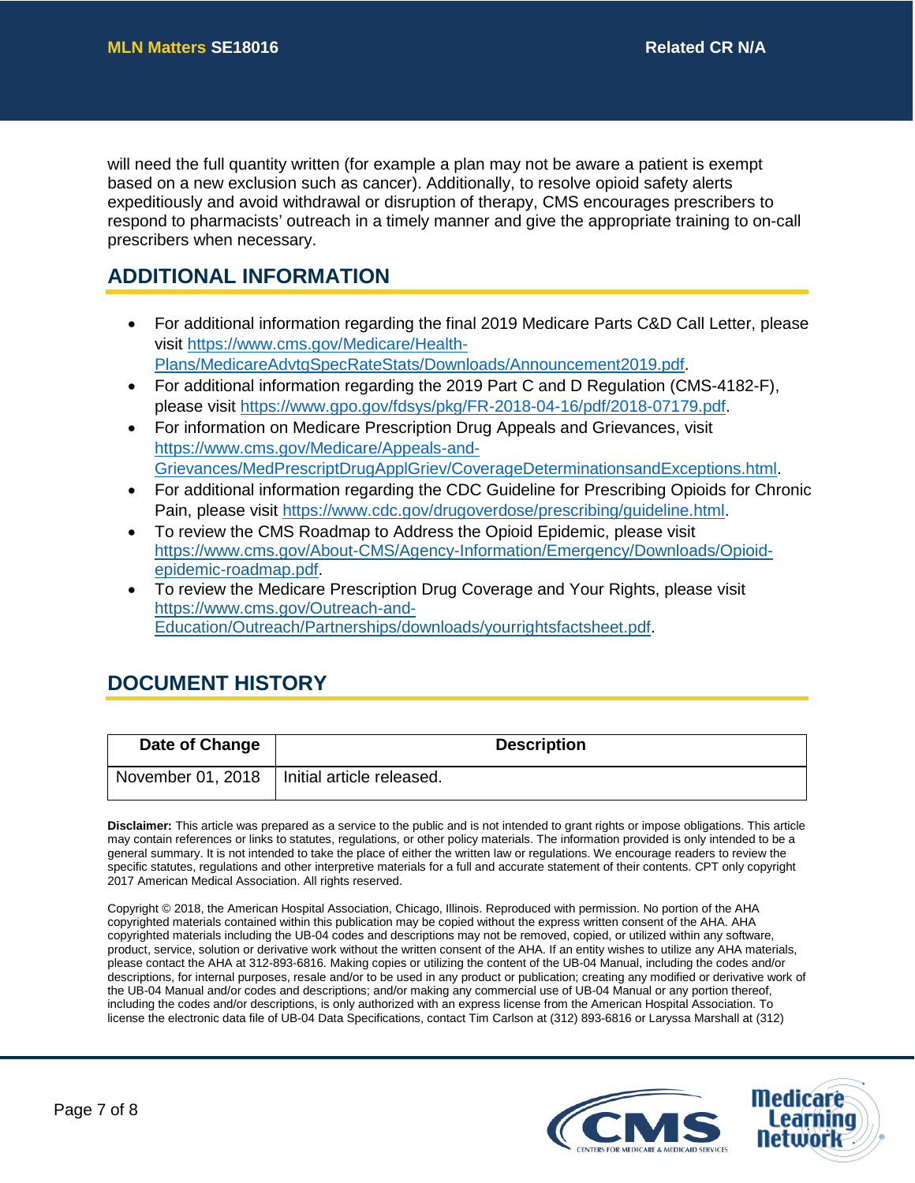will need the full quantity written (for example a plan may not be aware a patient is exempt based on a new exclusion such as cancer). Additionally, to resolve opioid safety alerts expeditiously and avoid withdrawal or disruption of therapy, CMS encourages prescribers to respond to pharmacists' outreach in a timely manner and give the appropriate training to on-call prescribers when necessary.

## ADDITIONAL INFORMATION

- For additional information regarding the final 2019 Medicare Parts C&D Call Letter, please visit https://www.cms.gov/Medicare/Health-Plans/MedicareAdvtgSpecRateStats/Downloads/Announcement2019.pdf.
- For additional information regarding the 2019 Part C and D Regulation (CMS-4182-F), please visit https://www.gpo.gov/fdsys/pkg/FR-2018-04-16/pdf/2018-07179.pdf.
- For information on Medicare Prescription Drug Appeals and Grievances, visit https://www.cms.gov/Medicare/Appeals-and-Grievances/MedPrescriptDrugApplGriev/CoverageDeterminationsandExceptions.html.
- For additional information regarding the CDC Guideline for Prescribing Opioids for Chronic Pain, please visit https://www.cdc.gov/drugoverdose/prescribing/guideline.html.
- To review the CMS Roadmap to Address the Opioid Epidemic, please visit https://www.cms.gov/About-CMS/Agency-Information/Emergency/Downloads/Opioid-epidemic-roadmap.pdf.
- To review the Medicare Prescription Drug Coverage and Your Rights, please visit https://www.cms.gov/Outreach-and-Education/Outreach/Partnerships/downloads/yourrightsfactsheet.pdf.

## DOCUMENT HISTORY

| Date of Change | Description |
|---|---|
| November 01, 2018 | Initial article released. |

**Disclaimer:** This article was prepared as a service to the public and is not intended to grant rights or impose obligations. This article may contain references or links to statutes, regulations, or other policy materials. The information provided is only intended to be a general summary. It is not intended to take the place of either the written law or regulations. We encourage readers to review the specific statutes, regulations and other interpretive materials for a full and accurate statement of their contents. CPT only copyright 2017 American Medical Association. All rights reserved.

Copyright © 2018, the American Hospital Association, Chicago, Illinois. Reproduced with permission. No portion of the AHA copyrighted materials contained within this publication may be copied without the express written consent of the AHA. AHA copyrighted materials including the UB-04 codes and descriptions may not be removed, copied, or utilized within any software, product, service, solution or derivative work without the written consent of the AHA. If an entity wishes to utilize any AHA materials, please contact the AHA at 312-893-6816. Making copies or utilizing the content of the UB-04 Manual, including the codes and/or descriptions, for internal purposes, resale and/or to be used in any product or publication; creating any modified or derivative work of the UB-04 Manual and/or codes and descriptions; and/or making any commercial use of UB-04 Manual or any portion thereof, including the codes and/or descriptions, is only authorized with an express license from the American Hospital Association. To license the electronic data file of UB-04 Data Specifications, contact Tim Carlson at (312) 893-6816 or Laryssa Marshall at (312)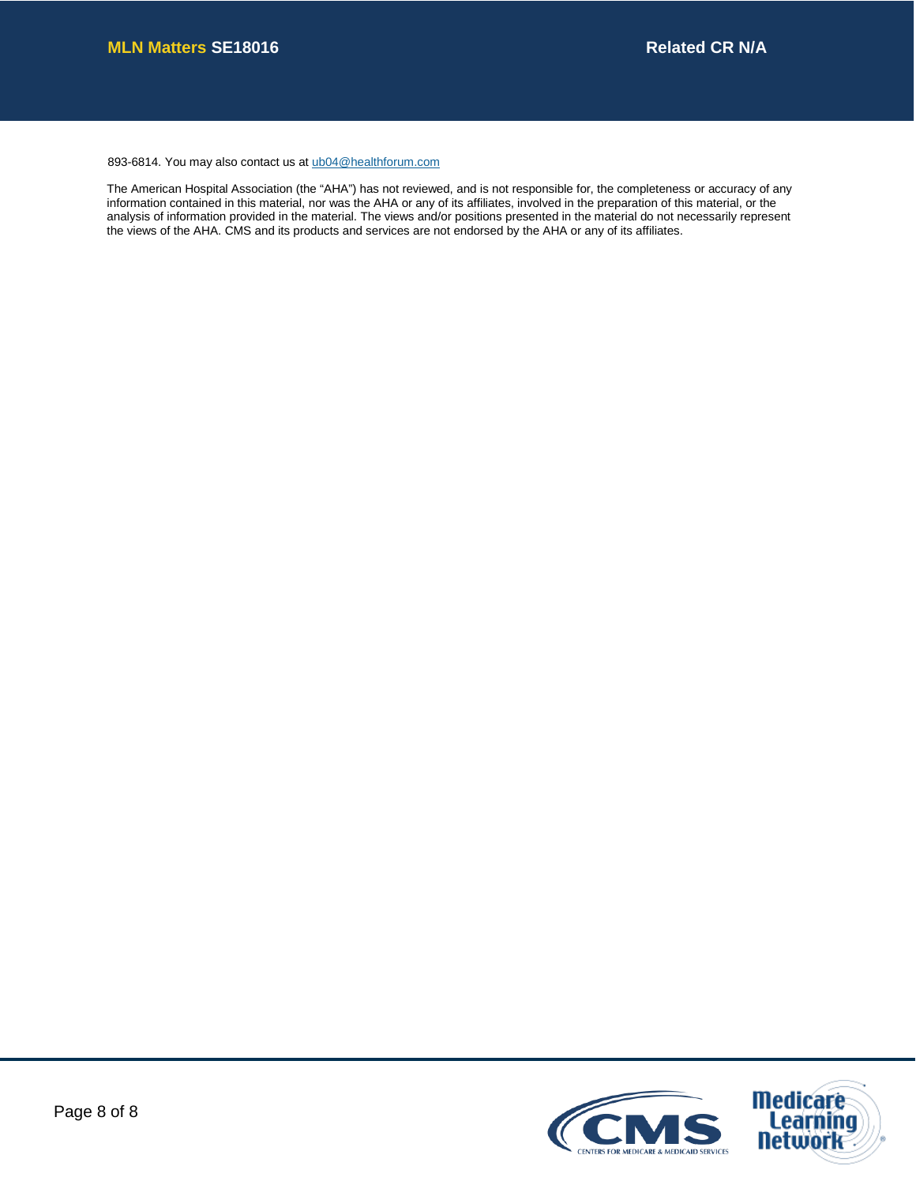893-6814. You may also contact us at ub04@healthforum.com

The American Hospital Association (the "AHA") has not reviewed, and is not responsible for, the completeness or accuracy of any information contained in this material, nor was the AHA or any of its affiliates, involved in the preparation of this material, or the analysis of information provided in the material. The views and/or positions presented in the material do not necessarily represent the views of the AHA. CMS and its products and services are not endorsed by the AHA or any of its affiliates.